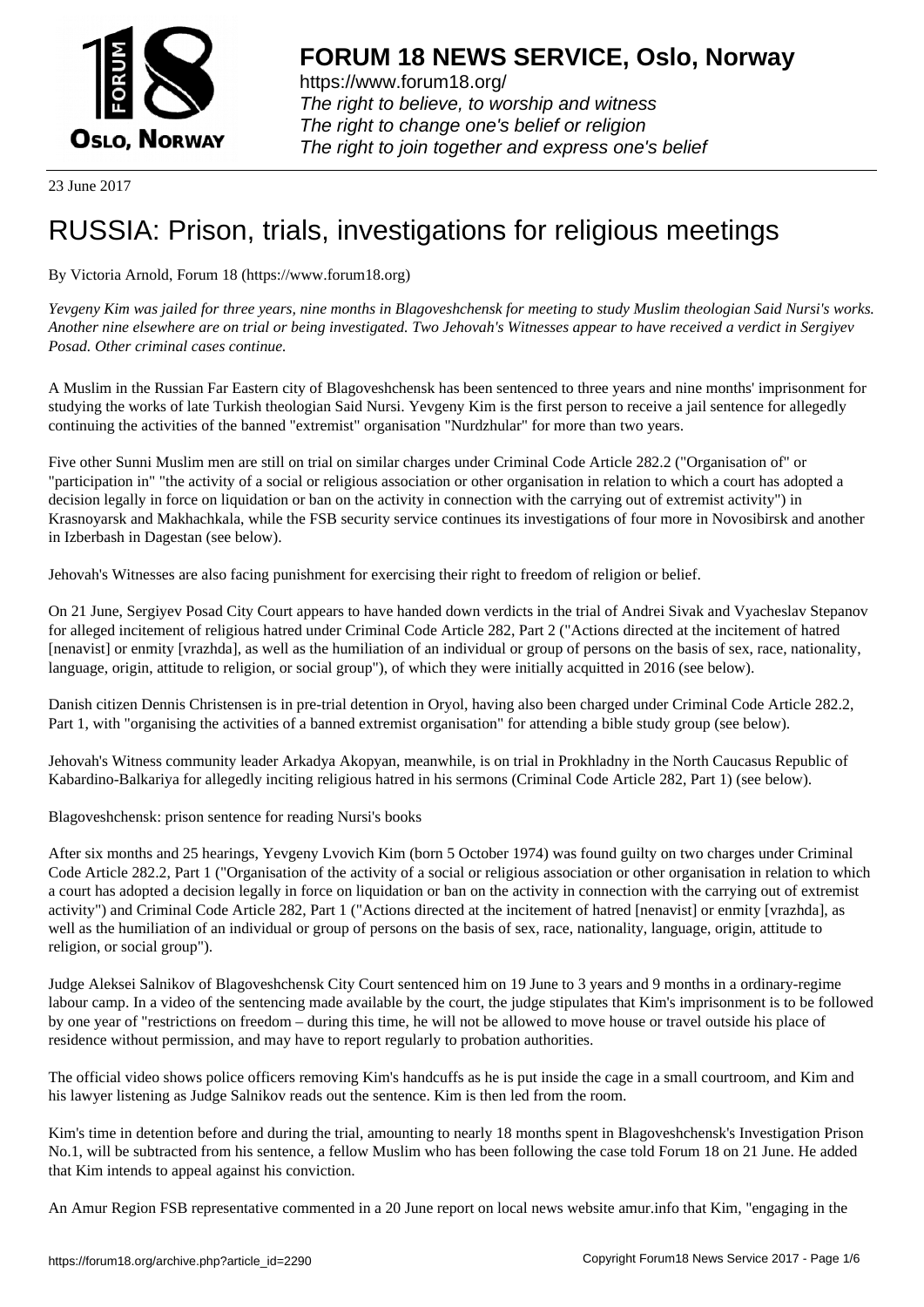**FORUM 18 NEWS SERVICE, Oslo, Norway**

https://www.forum18.org/
*The right to believe, to worship and witness*
*The right to change one's belief or religion*
*The right to join together and express one's belief*

23 June 2017

# RUSSIA: Prison, trials, investigations for religious meetings

By Victoria Arnold, Forum 18 (https://www.forum18.org)

*Yevgeny Kim was jailed for three years, nine months in Blagoveshchensk for meeting to study Muslim theologian Said Nursi's works. Another nine elsewhere are on trial or being investigated. Two Jehovah's Witnesses appear to have received a verdict in Sergiyev Posad. Other criminal cases continue.*

A Muslim in the Russian Far Eastern city of Blagoveshchensk has been sentenced to three years and nine months' imprisonment for studying the works of late Turkish theologian Said Nursi. Yevgeny Kim is the first person to receive a jail sentence for allegedly continuing the activities of the banned "extremist" organisation "Nurdzhular" for more than two years.

Five other Sunni Muslim men are still on trial on similar charges under Criminal Code Article 282.2 ("Organisation of" or "participation in" "the activity of a social or religious association or other organisation in relation to which a court has adopted a decision legally in force on liquidation or ban on the activity in connection with the carrying out of extremist activity") in Krasnoyarsk and Makhachkala, while the FSB security service continues its investigations of four more in Novosibirsk and another in Izberbash in Dagestan (see below).

Jehovah's Witnesses are also facing punishment for exercising their right to freedom of religion or belief.

On 21 June, Sergiyev Posad City Court appears to have handed down verdicts in the trial of Andrei Sivak and Vyacheslav Stepanov for alleged incitement of religious hatred under Criminal Code Article 282, Part 2 ("Actions directed at the incitement of hatred [nenavist] or enmity [vrazhda], as well as the humiliation of an individual or group of persons on the basis of sex, race, nationality, language, origin, attitude to religion, or social group"), of which they were initially acquitted in 2016 (see below).

Danish citizen Dennis Christensen is in pre-trial detention in Oryol, having also been charged under Criminal Code Article 282.2, Part 1, with "organising the activities of a banned extremist organisation" for attending a bible study group (see below).

Jehovah's Witness community leader Arkadya Akopyan, meanwhile, is on trial in Prokhladny in the North Caucasus Republic of Kabardino-Balkariya for allegedly inciting religious hatred in his sermons (Criminal Code Article 282, Part 1) (see below).

Blagoveshchensk: prison sentence for reading Nursi's books

After six months and 25 hearings, Yevgeny Lvovich Kim (born 5 October 1974) was found guilty on two charges under Criminal Code Article 282.2, Part 1 ("Organisation of the activity of a social or religious association or other organisation in relation to which a court has adopted a decision legally in force on liquidation or ban on the activity in connection with the carrying out of extremist activity") and Criminal Code Article 282, Part 1 ("Actions directed at the incitement of hatred [nenavist] or enmity [vrazhda], as well as the humiliation of an individual or group of persons on the basis of sex, race, nationality, language, origin, attitude to religion, or social group").

Judge Aleksei Salnikov of Blagoveshchensk City Court sentenced him on 19 June to 3 years and 9 months in a ordinary-regime labour camp. In a video of the sentencing made available by the court, the judge stipulates that Kim's imprisonment is to be followed by one year of "restrictions on freedom – during this time, he will not be allowed to move house or travel outside his place of residence without permission, and may have to report regularly to probation authorities.

The official video shows police officers removing Kim's handcuffs as he is put inside the cage in a small courtroom, and Kim and his lawyer listening as Judge Salnikov reads out the sentence. Kim is then led from the room.

Kim's time in detention before and during the trial, amounting to nearly 18 months spent in Blagoveshchensk's Investigation Prison No.1, will be subtracted from his sentence, a fellow Muslim who has been following the case told Forum 18 on 21 June. He added that Kim intends to appeal against his conviction.

An Amur Region FSB representative commented in a 20 June report on local news website amur.info that Kim, "engaging in the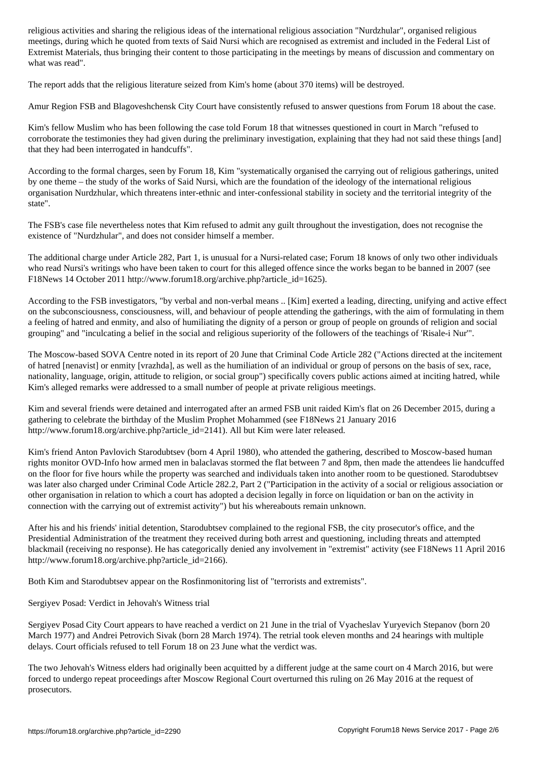religious activities and sharing the religious ideas of the international religious association "Nurdzhular", organised religious meetings, during which he quoted from texts of Said Nursi which are recognised as extremist and included in the Federal List of Extremist Materials, thus bringing their content to those participating in the meetings by means of discussion and commentary on what was read".

The report adds that the religious literature seized from Kim's home (about 370 items) will be destroyed.

Amur Region FSB and Blagoveshchensk City Court have consistently refused to answer questions from Forum 18 about the case.

Kim's fellow Muslim who has been following the case told Forum 18 that witnesses questioned in court in March "refused to corroborate the testimonies they had given during the preliminary investigation, explaining that they had not said these things [and] that they had been interrogated in handcuffs".

According to the formal charges, seen by Forum 18, Kim "systematically organised the carrying out of religious gatherings, united by one theme – the study of the works of Said Nursi, which are the foundation of the ideology of the international religious organisation Nurdzhular, which threatens inter-ethnic and inter-confessional stability in society and the territorial integrity of the state".

The FSB's case file nevertheless notes that Kim refused to admit any guilt throughout the investigation, does not recognise the existence of "Nurdzhular", and does not consider himself a member.

The additional charge under Article 282, Part 1, is unusual for a Nursi-related case; Forum 18 knows of only two other individuals who read Nursi's writings who have been taken to court for this alleged offence since the works began to be banned in 2007 (see F18News 14 October 2011 http://www.forum18.org/archive.php?article_id=1625).

According to the FSB investigators, "by verbal and non-verbal means .. [Kim] exerted a leading, directing, unifying and active effect on the subconsciousness, consciousness, will, and behaviour of people attending the gatherings, with the aim of formulating in them a feeling of hatred and enmity, and also of humiliating the dignity of a person or group of people on grounds of religion and social grouping" and "inculcating a belief in the social and religious superiority of the followers of the teachings of 'Risale-i Nur'".

The Moscow-based SOVA Centre noted in its report of 20 June that Criminal Code Article 282 ("Actions directed at the incitement of hatred [nenavist] or enmity [vrazhda], as well as the humiliation of an individual or group of persons on the basis of sex, race, nationality, language, origin, attitude to religion, or social group") specifically covers public actions aimed at inciting hatred, while Kim's alleged remarks were addressed to a small number of people at private religious meetings.

Kim and several friends were detained and interrogated after an armed FSB unit raided Kim's flat on 26 December 2015, during a gathering to celebrate the birthday of the Muslim Prophet Mohammed (see F18News 21 January 2016 http://www.forum18.org/archive.php?article_id=2141). All but Kim were later released.

Kim's friend Anton Pavlovich Starodubtsev (born 4 April 1980), who attended the gathering, described to Moscow-based human rights monitor OVD-Info how armed men in balaclavas stormed the flat between 7 and 8pm, then made the attendees lie handcuffed on the floor for five hours while the property was searched and individuals taken into another room to be questioned. Starodubtsev was later also charged under Criminal Code Article 282.2, Part 2 ("Participation in the activity of a social or religious association or other organisation in relation to which a court has adopted a decision legally in force on liquidation or ban on the activity in connection with the carrying out of extremist activity") but his whereabouts remain unknown.

After his and his friends' initial detention, Starodubtsev complained to the regional FSB, the city prosecutor's office, and the Presidential Administration of the treatment they received during both arrest and questioning, including threats and attempted blackmail (receiving no response). He has categorically denied any involvement in "extremist" activity (see F18News 11 April 2016 http://www.forum18.org/archive.php?article_id=2166).

Both Kim and Starodubtsev appear on the Rosfinmonitoring list of "terrorists and extremists".

Sergiyev Posad: Verdict in Jehovah's Witness trial

Sergiyev Posad City Court appears to have reached a verdict on 21 June in the trial of Vyacheslav Yuryevich Stepanov (born 20 March 1977) and Andrei Petrovich Sivak (born 28 March 1974). The retrial took eleven months and 24 hearings with multiple delays. Court officials refused to tell Forum 18 on 23 June what the verdict was.

The two Jehovah's Witness elders had originally been acquitted by a different judge at the same court on 4 March 2016, but were forced to undergo repeat proceedings after Moscow Regional Court overturned this ruling on 26 May 2016 at the request of prosecutors.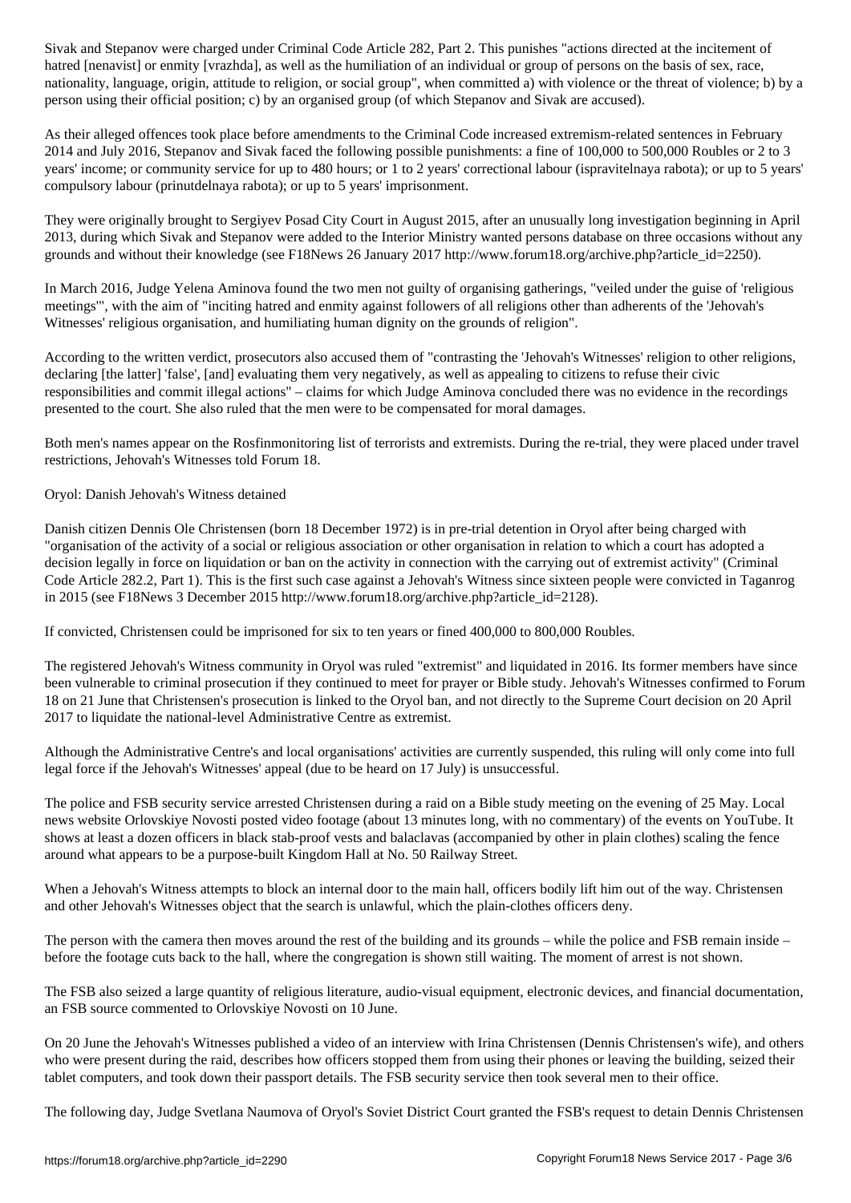Sivak and Stepanov were charged under Criminal Code Article 282, Part 2. This punishes "actions directed at the incitement of hatred [nenavist] or enmity [vrazhda], as well as the humiliation of an individual or group of persons on the basis of sex, race, nationality, language, origin, attitude to religion, or social group", when committed a) with violence or the threat of violence; b) by a person using their official position; c) by an organised group (of which Stepanov and Sivak are accused).

As their alleged offences took place before amendments to the Criminal Code increased extremism-related sentences in February 2014 and July 2016, Stepanov and Sivak faced the following possible punishments: a fine of 100,000 to 500,000 Roubles or 2 to 3 years' income; or community service for up to 480 hours; or 1 to 2 years' correctional labour (ispravitelnaya rabota); or up to 5 years' compulsory labour (prinutdelnaya rabota); or up to 5 years' imprisonment.

They were originally brought to Sergiyev Posad City Court in August 2015, after an unusually long investigation beginning in April 2013, during which Sivak and Stepanov were added to the Interior Ministry wanted persons database on three occasions without any grounds and without their knowledge (see F18News 26 January 2017 http://www.forum18.org/archive.php?article_id=2250).

In March 2016, Judge Yelena Aminova found the two men not guilty of organising gatherings, "veiled under the guise of 'religious meetings'", with the aim of "inciting hatred and enmity against followers of all religions other than adherents of the 'Jehovah's Witnesses' religious organisation, and humiliating human dignity on the grounds of religion".

According to the written verdict, prosecutors also accused them of "contrasting the 'Jehovah's Witnesses' religion to other religions, declaring [the latter] 'false', [and] evaluating them very negatively, as well as appealing to citizens to refuse their civic responsibilities and commit illegal actions" – claims for which Judge Aminova concluded there was no evidence in the recordings presented to the court. She also ruled that the men were to be compensated for moral damages.

Both men's names appear on the Rosfinmonitoring list of terrorists and extremists. During the re-trial, they were placed under travel restrictions, Jehovah's Witnesses told Forum 18.

Oryol: Danish Jehovah's Witness detained

Danish citizen Dennis Ole Christensen (born 18 December 1972) is in pre-trial detention in Oryol after being charged with "organisation of the activity of a social or religious association or other organisation in relation to which a court has adopted a decision legally in force on liquidation or ban on the activity in connection with the carrying out of extremist activity" (Criminal Code Article 282.2, Part 1). This is the first such case against a Jehovah's Witness since sixteen people were convicted in Taganrog in 2015 (see F18News 3 December 2015 http://www.forum18.org/archive.php?article_id=2128).

If convicted, Christensen could be imprisoned for six to ten years or fined 400,000 to 800,000 Roubles.

The registered Jehovah's Witness community in Oryol was ruled "extremist" and liquidated in 2016. Its former members have since been vulnerable to criminal prosecution if they continued to meet for prayer or Bible study. Jehovah's Witnesses confirmed to Forum 18 on 21 June that Christensen's prosecution is linked to the Oryol ban, and not directly to the Supreme Court decision on 20 April 2017 to liquidate the national-level Administrative Centre as extremist.

Although the Administrative Centre's and local organisations' activities are currently suspended, this ruling will only come into full legal force if the Jehovah's Witnesses' appeal (due to be heard on 17 July) is unsuccessful.

The police and FSB security service arrested Christensen during a raid on a Bible study meeting on the evening of 25 May. Local news website Orlovskiye Novosti posted video footage (about 13 minutes long, with no commentary) of the events on YouTube. It shows at least a dozen officers in black stab-proof vests and balaclavas (accompanied by other in plain clothes) scaling the fence around what appears to be a purpose-built Kingdom Hall at No. 50 Railway Street.

When a Jehovah's Witness attempts to block an internal door to the main hall, officers bodily lift him out of the way. Christensen and other Jehovah's Witnesses object that the search is unlawful, which the plain-clothes officers deny.

The person with the camera then moves around the rest of the building and its grounds – while the police and FSB remain inside – before the footage cuts back to the hall, where the congregation is shown still waiting. The moment of arrest is not shown.

The FSB also seized a large quantity of religious literature, audio-visual equipment, electronic devices, and financial documentation, an FSB source commented to Orlovskiye Novosti on 10 June.

On 20 June the Jehovah's Witnesses published a video of an interview with Irina Christensen (Dennis Christensen's wife), and others who were present during the raid, describes how officers stopped them from using their phones or leaving the building, seized their tablet computers, and took down their passport details. The FSB security service then took several men to their office.

The following day, Judge Svetlana Naumova of Oryol's Soviet District Court granted the FSB's request to detain Dennis Christensen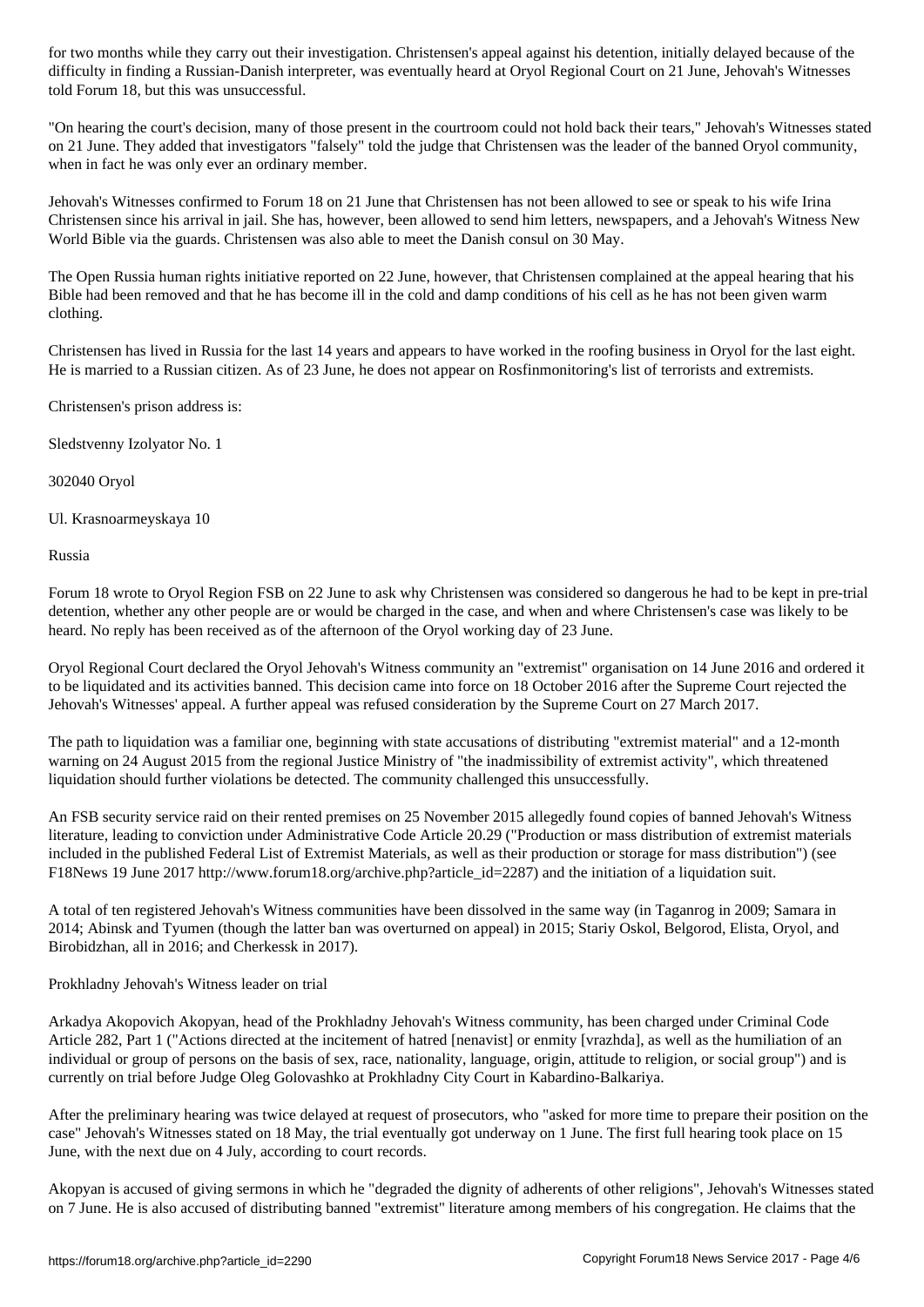for two months while they carry out their investigation. Christensen's appeal against his detention, initially delayed because of the difficulty in finding a Russian-Danish interpreter, was eventually heard at Oryol Regional Court on 21 June, Jehovah's Witnesses told Forum 18, but this was unsuccessful.

"On hearing the court's decision, many of those present in the courtroom could not hold back their tears," Jehovah's Witnesses stated on 21 June. They added that investigators "falsely" told the judge that Christensen was the leader of the banned Oryol community, when in fact he was only ever an ordinary member.

Jehovah's Witnesses confirmed to Forum 18 on 21 June that Christensen has not been allowed to see or speak to his wife Irina Christensen since his arrival in jail. She has, however, been allowed to send him letters, newspapers, and a Jehovah's Witness New World Bible via the guards. Christensen was also able to meet the Danish consul on 30 May.

The Open Russia human rights initiative reported on 22 June, however, that Christensen complained at the appeal hearing that his Bible had been removed and that he has become ill in the cold and damp conditions of his cell as he has not been given warm clothing.

Christensen has lived in Russia for the last 14 years and appears to have worked in the roofing business in Oryol for the last eight. He is married to a Russian citizen. As of 23 June, he does not appear on Rosfinmonitoring's list of terrorists and extremists.

Christensen's prison address is:

Sledstvenny Izolyator No. 1

302040 Oryol

Ul. Krasnoarmeyskaya 10

Russia

Forum 18 wrote to Oryol Region FSB on 22 June to ask why Christensen was considered so dangerous he had to be kept in pre-trial detention, whether any other people are or would be charged in the case, and when and where Christensen's case was likely to be heard. No reply has been received as of the afternoon of the Oryol working day of 23 June.

Oryol Regional Court declared the Oryol Jehovah's Witness community an "extremist" organisation on 14 June 2016 and ordered it to be liquidated and its activities banned. This decision came into force on 18 October 2016 after the Supreme Court rejected the Jehovah's Witnesses' appeal. A further appeal was refused consideration by the Supreme Court on 27 March 2017.

The path to liquidation was a familiar one, beginning with state accusations of distributing "extremist material" and a 12-month warning on 24 August 2015 from the regional Justice Ministry of "the inadmissibility of extremist activity", which threatened liquidation should further violations be detected. The community challenged this unsuccessfully.

An FSB security service raid on their rented premises on 25 November 2015 allegedly found copies of banned Jehovah's Witness literature, leading to conviction under Administrative Code Article 20.29 ("Production or mass distribution of extremist materials included in the published Federal List of Extremist Materials, as well as their production or storage for mass distribution") (see F18News 19 June 2017 http://www.forum18.org/archive.php?article_id=2287) and the initiation of a liquidation suit.

A total of ten registered Jehovah's Witness communities have been dissolved in the same way (in Taganrog in 2009; Samara in 2014; Abinsk and Tyumen (though the latter ban was overturned on appeal) in 2015; Stariy Oskol, Belgorod, Elista, Oryol, and Birobidzhan, all in 2016; and Cherkessk in 2017).

## Prokhladny Jehovah's Witness leader on trial

Arkadya Akopovich Akopyan, head of the Prokhladny Jehovah's Witness community, has been charged under Criminal Code Article 282, Part 1 ("Actions directed at the incitement of hatred [nenavist] or enmity [vrazhda], as well as the humiliation of an individual or group of persons on the basis of sex, race, nationality, language, origin, attitude to religion, or social group") and is currently on trial before Judge Oleg Golovashko at Prokhladny City Court in Kabardino-Balkariya.

After the preliminary hearing was twice delayed at request of prosecutors, who "asked for more time to prepare their position on the case" Jehovah's Witnesses stated on 18 May, the trial eventually got underway on 1 June. The first full hearing took place on 15 June, with the next due on 4 July, according to court records.

Akopyan is accused of giving sermons in which he "degraded the dignity of adherents of other religions", Jehovah's Witnesses stated on 7 June. He is also accused of distributing banned "extremist" literature among members of his congregation. He claims that the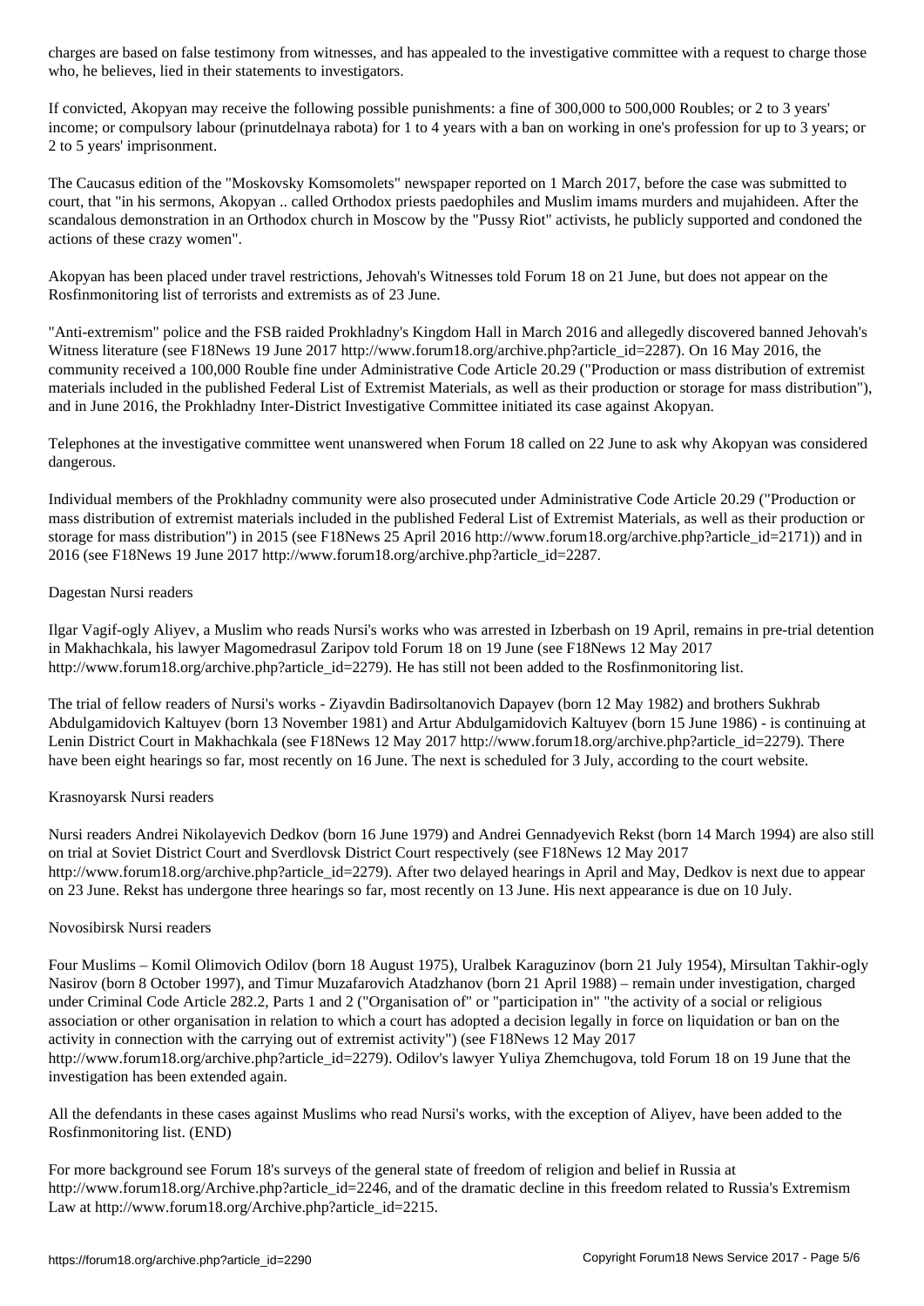charges are based on false testimony from witnesses, and has appealed to the investigative committee with a request to charge those who, he believes, lied in their statements to investigators.

If convicted, Akopyan may receive the following possible punishments: a fine of 300,000 to 500,000 Roubles; or 2 to 3 years' income; or compulsory labour (prinutdelnaya rabota) for 1 to 4 years with a ban on working in one's profession for up to 3 years; or 2 to 5 years' imprisonment.

The Caucasus edition of the "Moskovsky Komsomolets" newspaper reported on 1 March 2017, before the case was submitted to court, that "in his sermons, Akopyan .. called Orthodox priests paedophiles and Muslim imams murders and mujahideen. After the scandalous demonstration in an Orthodox church in Moscow by the "Pussy Riot" activists, he publicly supported and condoned the actions of these crazy women".

Akopyan has been placed under travel restrictions, Jehovah's Witnesses told Forum 18 on 21 June, but does not appear on the Rosfinmonitoring list of terrorists and extremists as of 23 June.

"Anti-extremism" police and the FSB raided Prokhladny's Kingdom Hall in March 2016 and allegedly discovered banned Jehovah's Witness literature (see F18News 19 June 2017 http://www.forum18.org/archive.php?article_id=2287). On 16 May 2016, the community received a 100,000 Rouble fine under Administrative Code Article 20.29 ("Production or mass distribution of extremist materials included in the published Federal List of Extremist Materials, as well as their production or storage for mass distribution"), and in June 2016, the Prokhladny Inter-District Investigative Committee initiated its case against Akopyan.

Telephones at the investigative committee went unanswered when Forum 18 called on 22 June to ask why Akopyan was considered dangerous.

Individual members of the Prokhladny community were also prosecuted under Administrative Code Article 20.29 ("Production or mass distribution of extremist materials included in the published Federal List of Extremist Materials, as well as their production or storage for mass distribution") in 2015 (see F18News 25 April 2016 http://www.forum18.org/archive.php?article_id=2171)) and in 2016 (see F18News 19 June 2017 http://www.forum18.org/archive.php?article_id=2287.

Dagestan Nursi readers

Ilgar Vagif-ogly Aliyev, a Muslim who reads Nursi's works who was arrested in Izberbash on 19 April, remains in pre-trial detention in Makhachkala, his lawyer Magomedrasul Zaripov told Forum 18 on 19 June (see F18News 12 May 2017 http://www.forum18.org/archive.php?article_id=2279). He has still not been added to the Rosfinmonitoring list.

The trial of fellow readers of Nursi's works - Ziyavdin Badirsoltanovich Dapayev (born 12 May 1982) and brothers Sukhrab Abdulgamidovich Kaltuyev (born 13 November 1981) and Artur Abdulgamidovich Kaltuyev (born 15 June 1986) - is continuing at Lenin District Court in Makhachkala (see F18News 12 May 2017 http://www.forum18.org/archive.php?article_id=2279). There have been eight hearings so far, most recently on 16 June. The next is scheduled for 3 July, according to the court website.

Krasnoyarsk Nursi readers

Nursi readers Andrei Nikolayevich Dedkov (born 16 June 1979) and Andrei Gennadyevich Rekst (born 14 March 1994) are also still on trial at Soviet District Court and Sverdlovsk District Court respectively (see F18News 12 May 2017 http://www.forum18.org/archive.php?article_id=2279). After two delayed hearings in April and May, Dedkov is next due to appear on 23 June. Rekst has undergone three hearings so far, most recently on 13 June. His next appearance is due on 10 July.

Novosibirsk Nursi readers

Four Muslims – Komil Olimovich Odilov (born 18 August 1975), Uralbek Karaguzinov (born 21 July 1954), Mirsultan Takhir-ogly Nasirov (born 8 October 1997), and Timur Muzafarovich Atadzhanov (born 21 April 1988) – remain under investigation, charged under Criminal Code Article 282.2, Parts 1 and 2 ("Organisation of" or "participation in" "the activity of a social or religious association or other organisation in relation to which a court has adopted a decision legally in force on liquidation or ban on the activity in connection with the carrying out of extremist activity") (see F18News 12 May 2017 http://www.forum18.org/archive.php?article_id=2279). Odilov's lawyer Yuliya Zhemchugova, told Forum 18 on 19 June that the investigation has been extended again.

All the defendants in these cases against Muslims who read Nursi's works, with the exception of Aliyev, have been added to the Rosfinmonitoring list. (END)

For more background see Forum 18's surveys of the general state of freedom of religion and belief in Russia at http://www.forum18.org/Archive.php?article_id=2246, and of the dramatic decline in this freedom related to Russia's Extremism Law at http://www.forum18.org/Archive.php?article_id=2215.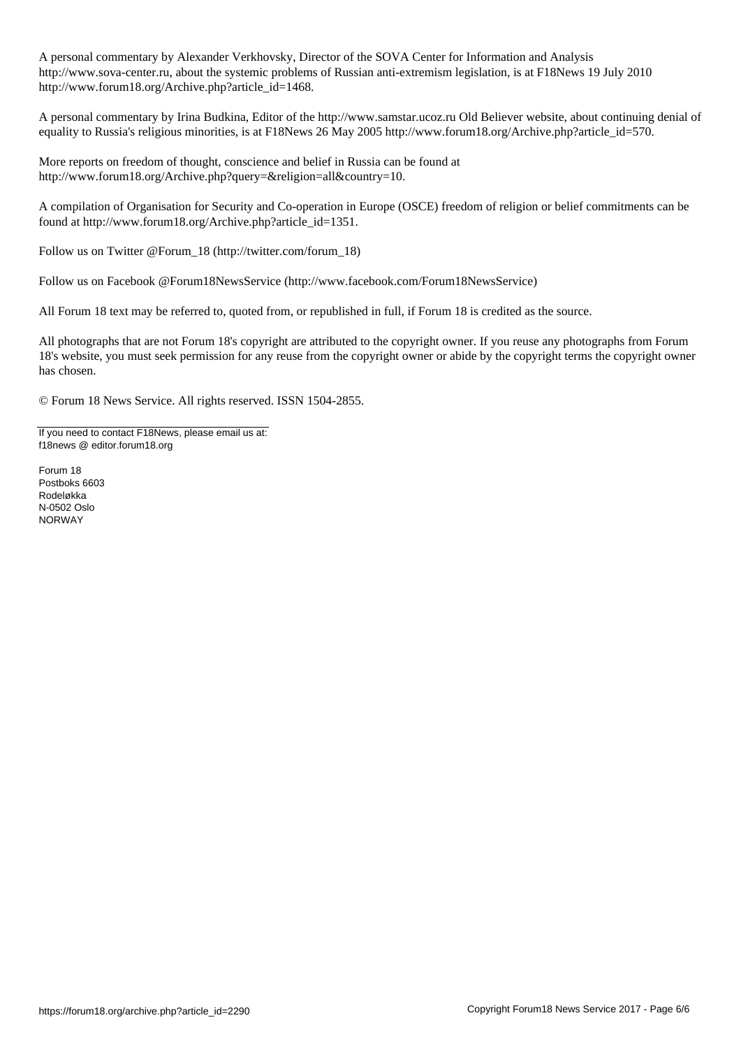A personal commentary by Alexander Verkhovsky, Director of the SOVA Center for Information and Analysis http://www.sova-center.ru, about the systemic problems of Russian anti-extremism legislation, is at F18News 19 July 2010 http://www.forum18.org/Archive.php?article_id=1468.

A personal commentary by Irina Budkina, Editor of the http://www.samstar.ucoz.ru Old Believer website, about continuing denial of equality to Russia's religious minorities, is at F18News 26 May 2005 http://www.forum18.org/Archive.php?article_id=570.

More reports on freedom of thought, conscience and belief in Russia can be found at http://www.forum18.org/Archive.php?query=&religion=all&country=10.

A compilation of Organisation for Security and Co-operation in Europe (OSCE) freedom of religion or belief commitments can be found at http://www.forum18.org/Archive.php?article_id=1351.

Follow us on Twitter @Forum_18 (http://twitter.com/forum_18)

Follow us on Facebook @Forum18NewsService (http://www.facebook.com/Forum18NewsService)

All Forum 18 text may be referred to, quoted from, or republished in full, if Forum 18 is credited as the source.

All photographs that are not Forum 18's copyright are attributed to the copyright owner. If you reuse any photographs from Forum 18's website, you must seek permission for any reuse from the copyright owner or abide by the copyright terms the copyright owner has chosen.

© Forum 18 News Service. All rights reserved. ISSN 1504-2855.

If you need to contact F18News, please email us at:
f18news @ editor.forum18.org

Forum 18
Postboks 6603
Rodeløkka
N-0502 Oslo
NORWAY